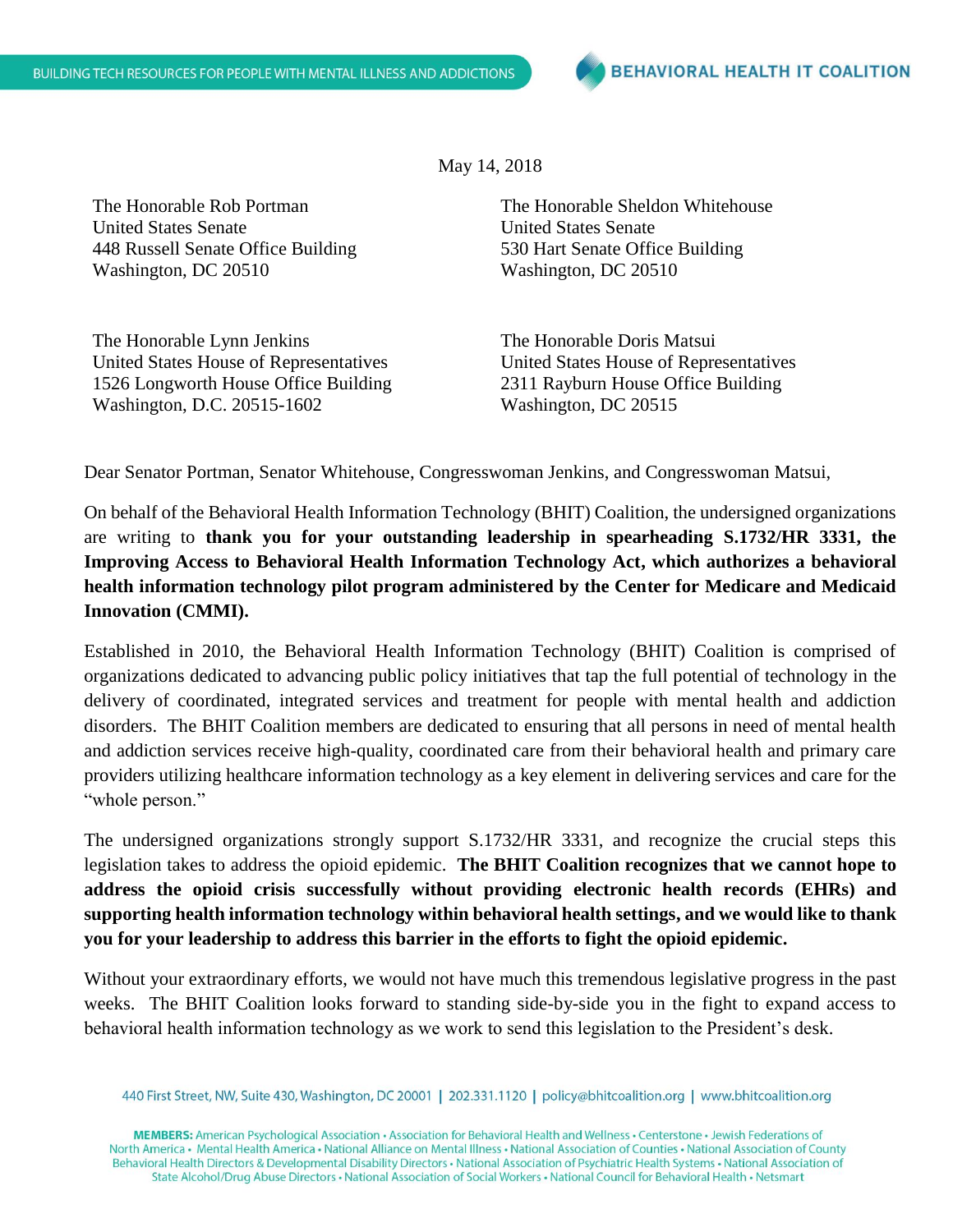BUILDING TECH RESOURCES FOR PEOPLE WITH MENTAL ILLNESS AND ADDICTIONS

BEHAVIORAL HEALTH IT COALITION

May 14, 2018

The Honorable Rob Portman
United States Senate
448 Russell Senate Office Building
Washington, DC 20510

The Honorable Sheldon Whitehouse
United States Senate
530 Hart Senate Office Building
Washington, DC 20510

The Honorable Lynn Jenkins
United States House of Representatives
1526 Longworth House Office Building
Washington, D.C. 20515-1602

The Honorable Doris Matsui
United States House of Representatives
2311 Rayburn House Office Building
Washington, DC 20515

Dear Senator Portman, Senator Whitehouse, Congresswoman Jenkins, and Congresswoman Matsui,

On behalf of the Behavioral Health Information Technology (BHIT) Coalition, the undersigned organizations are writing to **thank you for your outstanding leadership in spearheading S.1732/HR 3331, the Improving Access to Behavioral Health Information Technology Act, which authorizes a behavioral health information technology pilot program administered by the Center for Medicare and Medicaid Innovation (CMMI).**

Established in 2010, the Behavioral Health Information Technology (BHIT) Coalition is comprised of organizations dedicated to advancing public policy initiatives that tap the full potential of technology in the delivery of coordinated, integrated services and treatment for people with mental health and addiction disorders. The BHIT Coalition members are dedicated to ensuring that all persons in need of mental health and addiction services receive high-quality, coordinated care from their behavioral health and primary care providers utilizing healthcare information technology as a key element in delivering services and care for the "whole person."

The undersigned organizations strongly support S.1732/HR 3331, and recognize the crucial steps this legislation takes to address the opioid epidemic. **The BHIT Coalition recognizes that we cannot hope to address the opioid crisis successfully without providing electronic health records (EHRs) and supporting health information technology within behavioral health settings, and we would like to thank you for your leadership to address this barrier in the efforts to fight the opioid epidemic.**

Without your extraordinary efforts, we would not have much this tremendous legislative progress in the past weeks. The BHIT Coalition looks forward to standing side-by-side you in the fight to expand access to behavioral health information technology as we work to send this legislation to the President's desk.

440 First Street, NW, Suite 430, Washington, DC 20001 | 202.331.1120 | policy@bhitcoalition.org | www.bhitcoalition.org

**MEMBERS:** American Psychological Association • Association for Behavioral Health and Wellness • Centerstone • Jewish Federations of North America • Mental Health America • National Alliance on Mental Illness • National Association of Counties • National Association of County Behavioral Health Directors & Developmental Disability Directors • National Association of Psychiatric Health Systems • National Association of State Alcohol/Drug Abuse Directors • National Association of Social Workers • National Council for Behavioral Health • Netsmart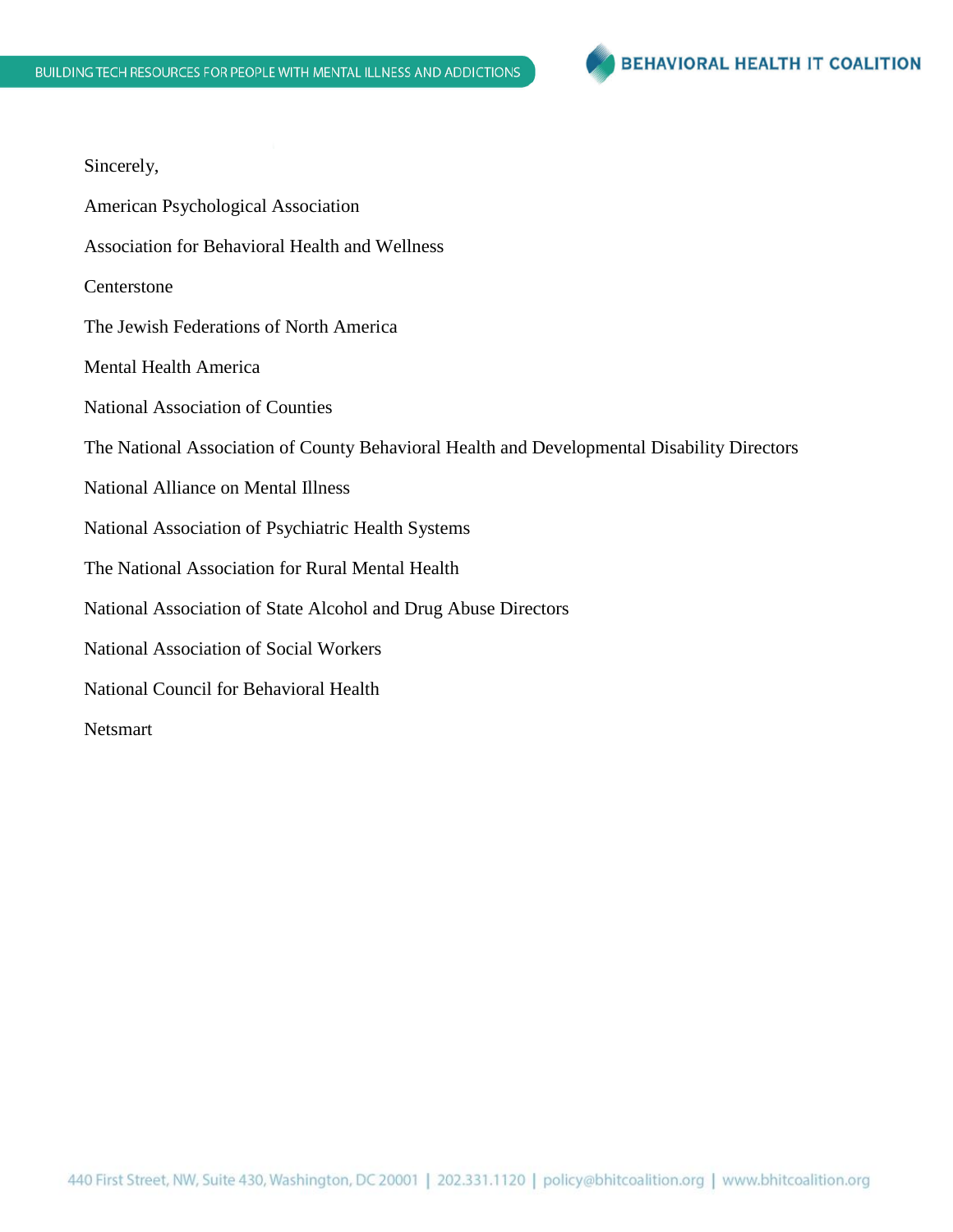Sincerely,

American Psychological Association

Association for Behavioral Health and Wellness

Centerstone

The Jewish Federations of North America

Mental Health America

National Association of Counties

The National Association of County Behavioral Health and Developmental Disability Directors

National Alliance on Mental Illness

National Association of Psychiatric Health Systems

The National Association for Rural Mental Health

National Association of State Alcohol and Drug Abuse Directors

National Association of Social Workers

National Council for Behavioral Health

Netsmart